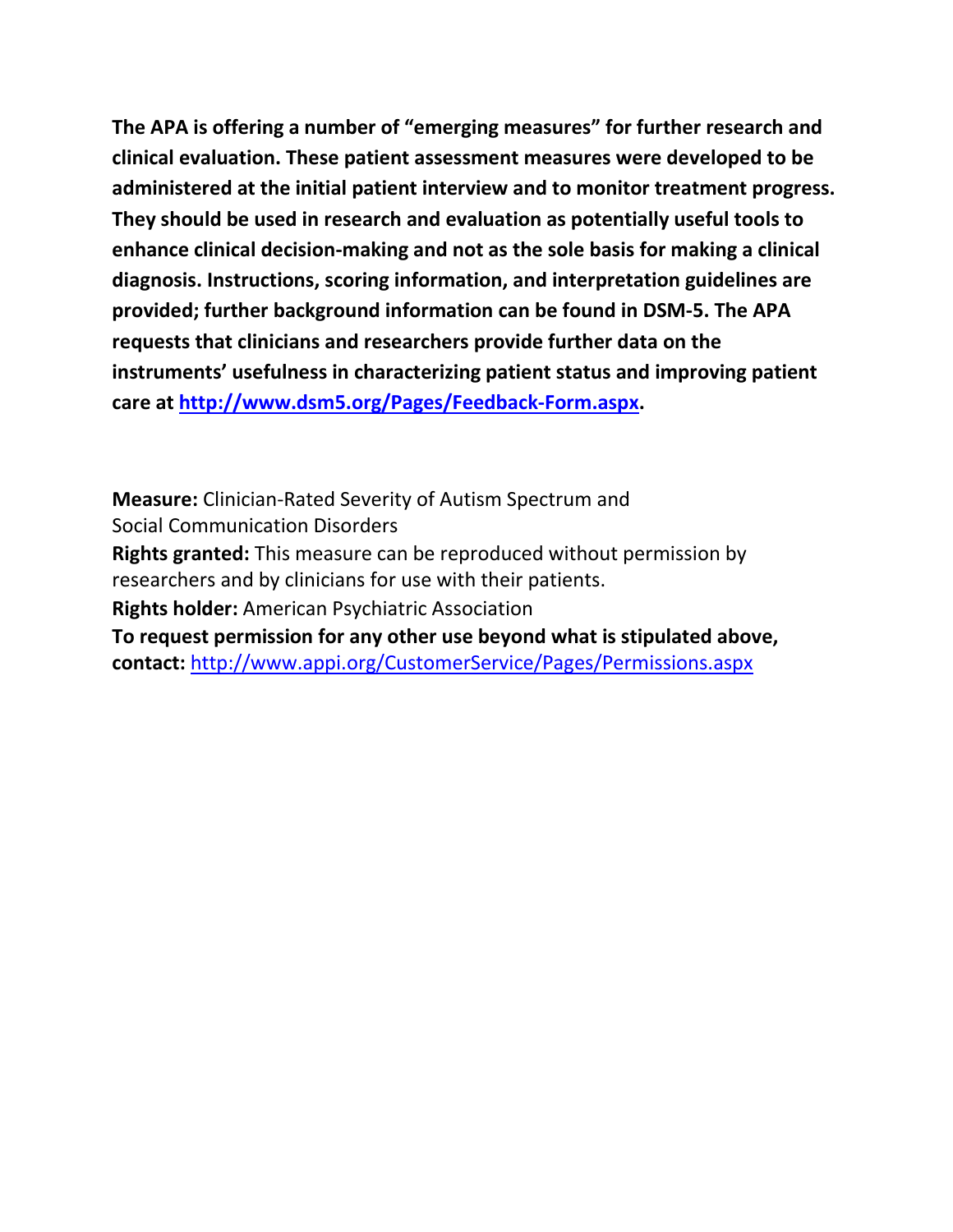**The APA is offering a number of "emerging measures" for further research and clinical evaluation. These patient assessment measures were developed to be administered at the initial patient interview and to monitor treatment progress. They should be used in research and evaluation as potentially useful tools to enhance clinical decision-making and not as the sole basis for making a clinical diagnosis. Instructions, scoring information, and interpretation guidelines are provided; further background information can be found in DSM-5. The APA requests that clinicians and researchers provide further data on the instruments' usefulness in characterizing patient status and improving patient care at [http://www.dsm5.org/Pages/Feedback-Form.aspx](http://www.dsm5.org/Pages/Feedback-Form.aspx).**

**Measure:** Clinician-Rated Severity of Autism Spectrum and Social Communication Disorders

**Rights granted:** This measure can be reproduced without permission by researchers and by clinicians for use with their patients.

**Rights holder:** American Psychiatric Association

**To request permission for any other use beyond what is stipulated above, contact:** [http://www.appi.org/CustomerService/Pages/Permissions.aspx](http://www.appi.org/CustomerService/Pages/Permissions.aspx)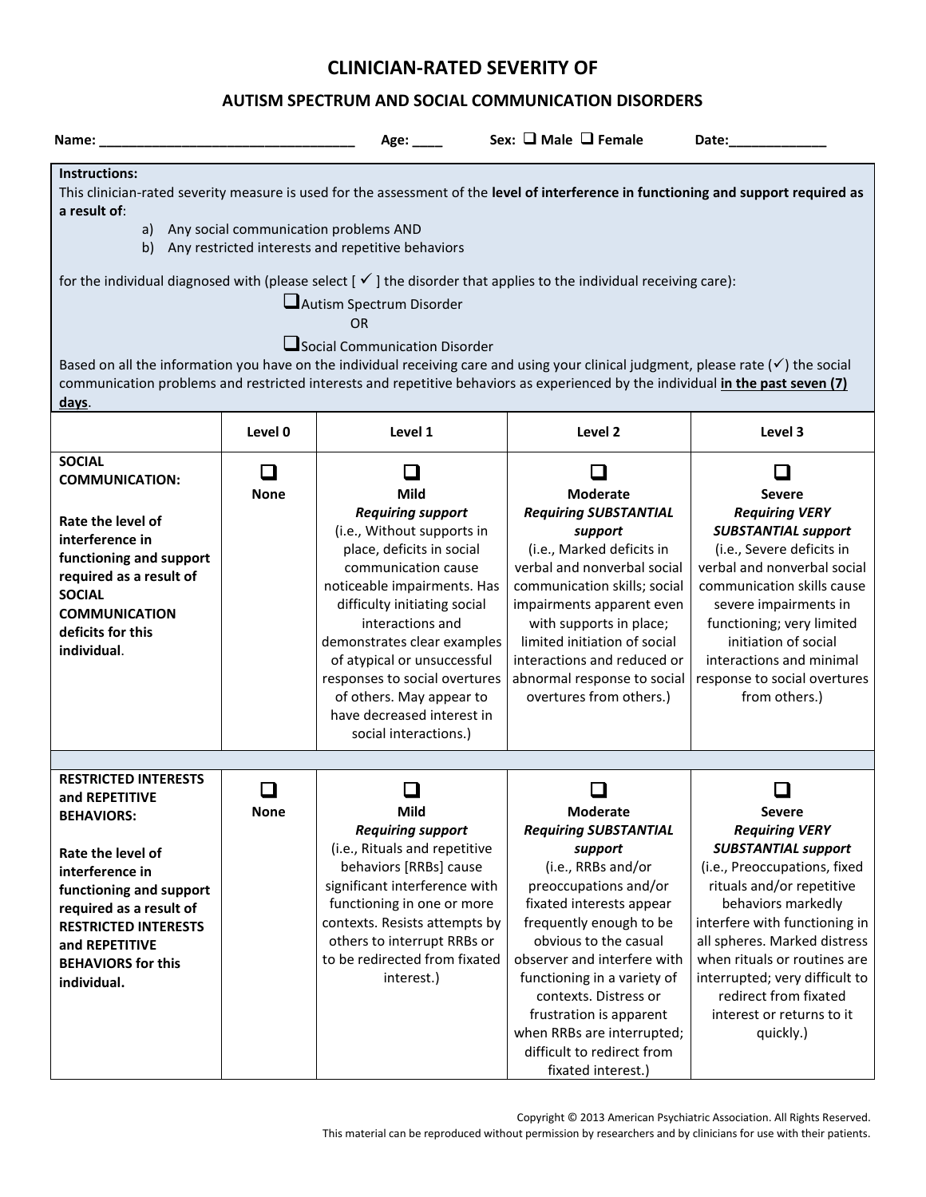# CLINICIAN-RATED SEVERITY OF

## AUTISM SPECTRUM AND SOCIAL COMMUNICATION DISORDERS

**Name:** __________________________________ **Age:** ____ **Sex:** ❑ **Male** ❑ **Female** **Date:**_____________

**Instructions:**
This clinician-rated severity measure is used for the assessment of the **level of interference in functioning and support required as a result of**:

a) Any social communication problems AND
b) Any restricted interests and repetitive behaviors

for the individual diagnosed with (please select [ ✓ ] the disorder that applies to the individual receiving care):

❑ Autism Spectrum Disorder
OR
❑ Social Communication Disorder

Based on all the information you have on the individual receiving care and using your clinical judgment, please rate (✓) the social communication problems and restricted interests and repetitive behaviors as experienced by the individual **in the past seven (7) days**.

| | Level 0 | Level 1 | Level 2 | Level 3 |
|---|---|---|---|---|
| **SOCIAL COMMUNICATION:** **Rate the level of interference in functioning and support required as a result of SOCIAL COMMUNICATION deficits for this individual**. | ❑ **None** | ❑ **Mild** ***Requiring support*** (i.e., Without supports in place, deficits in social communication cause noticeable impairments. Has difficulty initiating social interactions and demonstrates clear examples of atypical or unsuccessful responses to social overtures of others. May appear to have decreased interest in social interactions.) | ❑ **Moderate** ***Requiring SUBSTANTIAL support*** (i.e., Marked deficits in verbal and nonverbal social communication skills; social impairments apparent even with supports in place; limited initiation of social interactions and reduced or abnormal response to social overtures from others.) | ❑ **Severe** ***Requiring VERY SUBSTANTIAL support*** (i.e., Severe deficits in verbal and nonverbal social communication skills cause severe impairments in functioning; very limited initiation of social interactions and minimal response to social overtures from others.) |
| | | | | |
| **RESTRICTED INTERESTS and REPETITIVE BEHAVIORS:** **Rate the level of interference in functioning and support required as a result of RESTRICTED INTERESTS and REPETITIVE BEHAVIORS for this individual.** | ❑ **None** | ❑ **Mild** ***Requiring support*** (i.e., Rituals and repetitive behaviors [RRBs] cause significant interference with functioning in one or more contexts. Resists attempts by others to interrupt RRBs or to be redirected from fixated interest.) | ❑ **Moderate** ***Requiring SUBSTANTIAL support*** (i.e., RRBs and/or preoccupations and/or fixated interests appear frequently enough to be obvious to the casual observer and interfere with functioning in a variety of contexts. Distress or frustration is apparent when RRBs are interrupted; difficult to redirect from fixated interest.) | ❑ **Severe** ***Requiring VERY SUBSTANTIAL support*** (i.e., Preoccupations, fixed rituals and/or repetitive behaviors markedly interfere with functioning in all spheres. Marked distress when rituals or routines are interrupted; very difficult to redirect from fixated interest or returns to it quickly.) |

Copyright © 2013 American Psychiatric Association. All Rights Reserved.
This material can be reproduced without permission by researchers and by clinicians for use with their patients.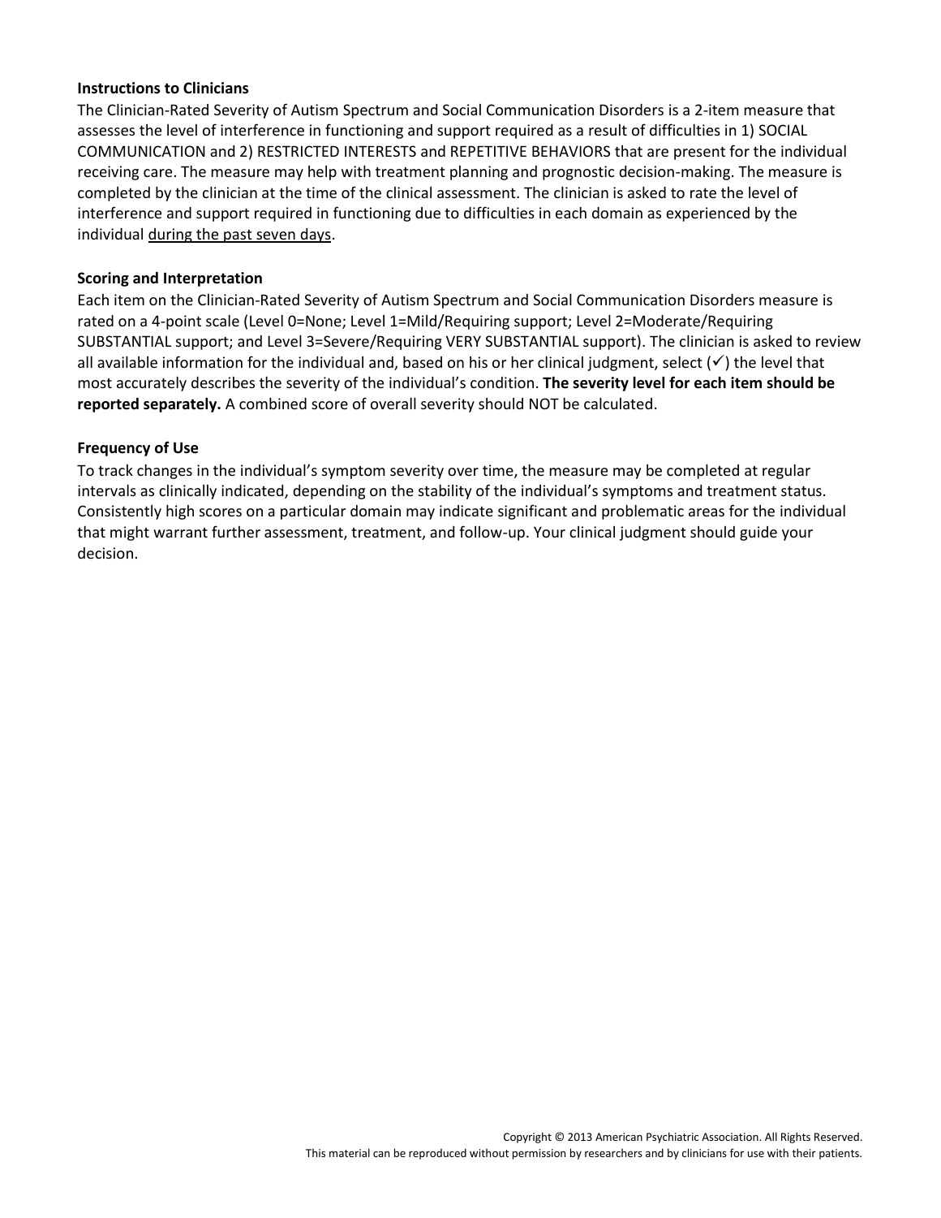**Instructions to Clinicians**

The Clinician-Rated Severity of Autism Spectrum and Social Communication Disorders is a 2-item measure that assesses the level of interference in functioning and support required as a result of difficulties in 1) SOCIAL COMMUNICATION and 2) RESTRICTED INTERESTS and REPETITIVE BEHAVIORS that are present for the individual receiving care. The measure may help with treatment planning and prognostic decision-making. The measure is completed by the clinician at the time of the clinical assessment. The clinician is asked to rate the level of interference and support required in functioning due to difficulties in each domain as experienced by the individual <u>during the past seven days</u>.

**Scoring and Interpretation**

Each item on the Clinician-Rated Severity of Autism Spectrum and Social Communication Disorders measure is rated on a 4-point scale (Level 0=None; Level 1=Mild/Requiring support; Level 2=Moderate/Requiring SUBSTANTIAL support; and Level 3=Severe/Requiring VERY SUBSTANTIAL support). The clinician is asked to review all available information for the individual and, based on his or her clinical judgment, select (✓) the level that most accurately describes the severity of the individual's condition. **The severity level for each item should be reported separately.** A combined score of overall severity should NOT be calculated.

**Frequency of Use**

To track changes in the individual's symptom severity over time, the measure may be completed at regular intervals as clinically indicated, depending on the stability of the individual's symptoms and treatment status. Consistently high scores on a particular domain may indicate significant and problematic areas for the individual that might warrant further assessment, treatment, and follow-up. Your clinical judgment should guide your decision.

Copyright © 2013 American Psychiatric Association. All Rights Reserved.
This material can be reproduced without permission by researchers and by clinicians for use with their patients.